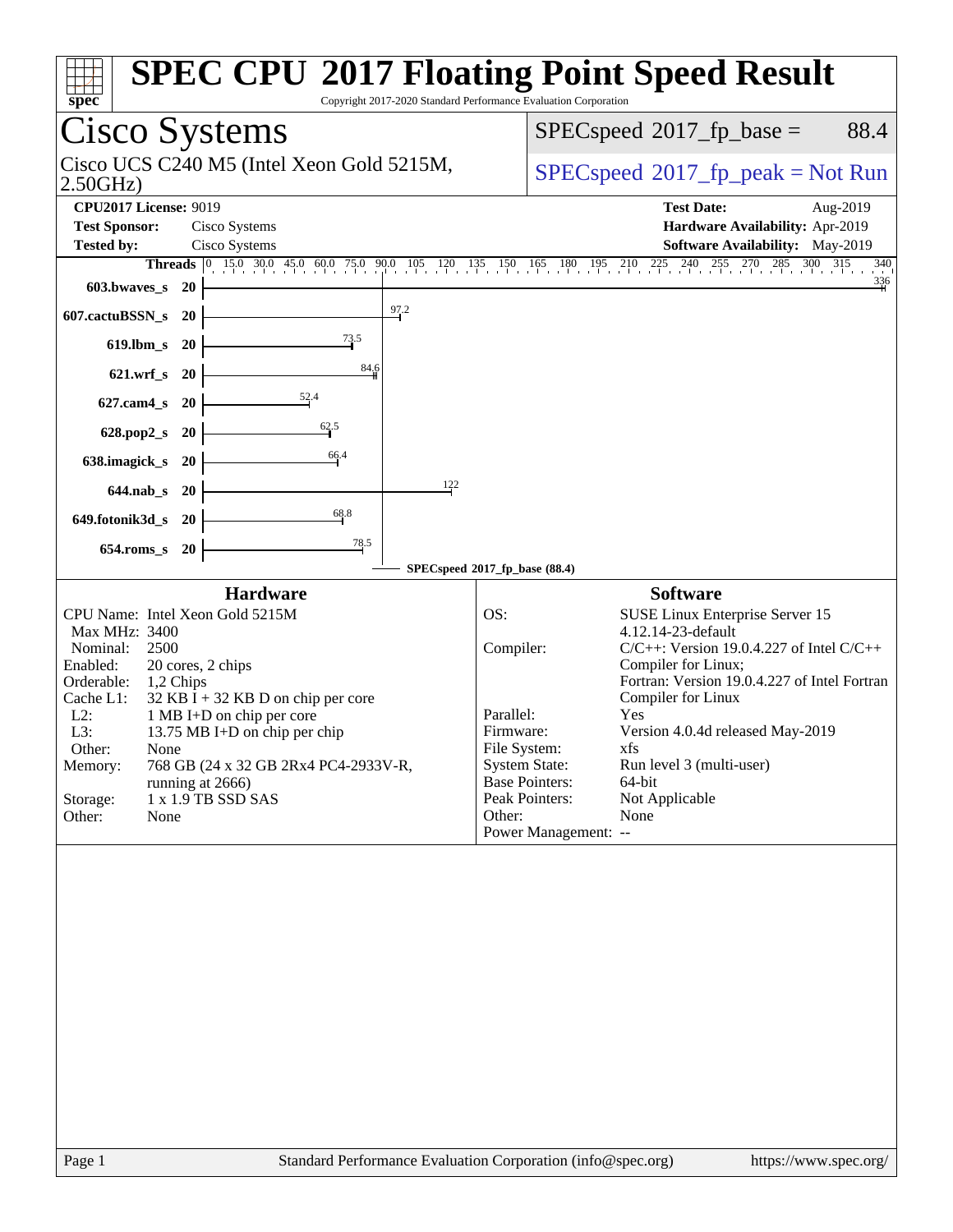# SPEC CPU 2017 Floating Point Speed Result

Copyright 2017-2020 Standard Performance Evaluation Corporation

## Cisco Systems

Cisco UCS C240 M5 (Intel Xeon Gold 5215M, 2.50GHz)

SPECspeed 2017_fp_base = 88.4

SPECspeed 2017_fp_peak = Not Run

**CPU2017 License:** 9019
**Test Sponsor:** Cisco Systems
**Tested by:** Cisco Systems

**Test Date:** Aug-2019
**Hardware Availability:** Apr-2019
**Software Availability:** May-2019

| Benchmark | Threads | Base |
|---|---|---|
| 603.bwaves_s | 20 | 336 |
| 607.cactuBSSN_s | 20 | 97.2 |
| 619.lbm_s | 20 | 73.5 |
| 621.wrf_s | 20 | 84.6 |
| 627.cam4_s | 20 | 52.4 |
| 628.pop2_s | 20 | 62.5 |
| 638.imagick_s | 20 | 66.4 |
| 644.nab_s | 20 | 122 |
| 649.fotonik3d_s | 20 | 68.8 |
| 654.roms_s | 20 | 78.5 |

SPECspeed 2017_fp_base (88.4)

### Hardware

| | |
|---|---|
| CPU Name: | Intel Xeon Gold 5215M |
| Max MHz: | 3400 |
| Nominal: | 2500 |
| Enabled: | 20 cores, 2 chips |
| Orderable: | 1,2 Chips |
| Cache L1: | 32 KB I + 32 KB D on chip per core |
| L2: | 1 MB I+D on chip per core |
| L3: | 13.75 MB I+D on chip per chip |
| Other: | None |
| Memory: | 768 GB (24 x 32 GB 2Rx4 PC4-2933V-R, running at 2666) |
| Storage: | 1 x 1.9 TB SSD SAS |
| Other: | None |

### Software

| | |
|---|---|
| OS: | SUSE Linux Enterprise Server 15 4.12.14-23-default |
| Compiler: | C/C++: Version 19.0.4.227 of Intel C/C++ Compiler for Linux; Fortran: Version 19.0.4.227 of Intel Fortran Compiler for Linux |
| Parallel: | Yes |
| Firmware: | Version 4.0.4d released May-2019 |
| File System: | xfs |
| System State: | Run level 3 (multi-user) |
| Base Pointers: | 64-bit |
| Peak Pointers: | Not Applicable |
| Other: | None |
| Power Management: | -- |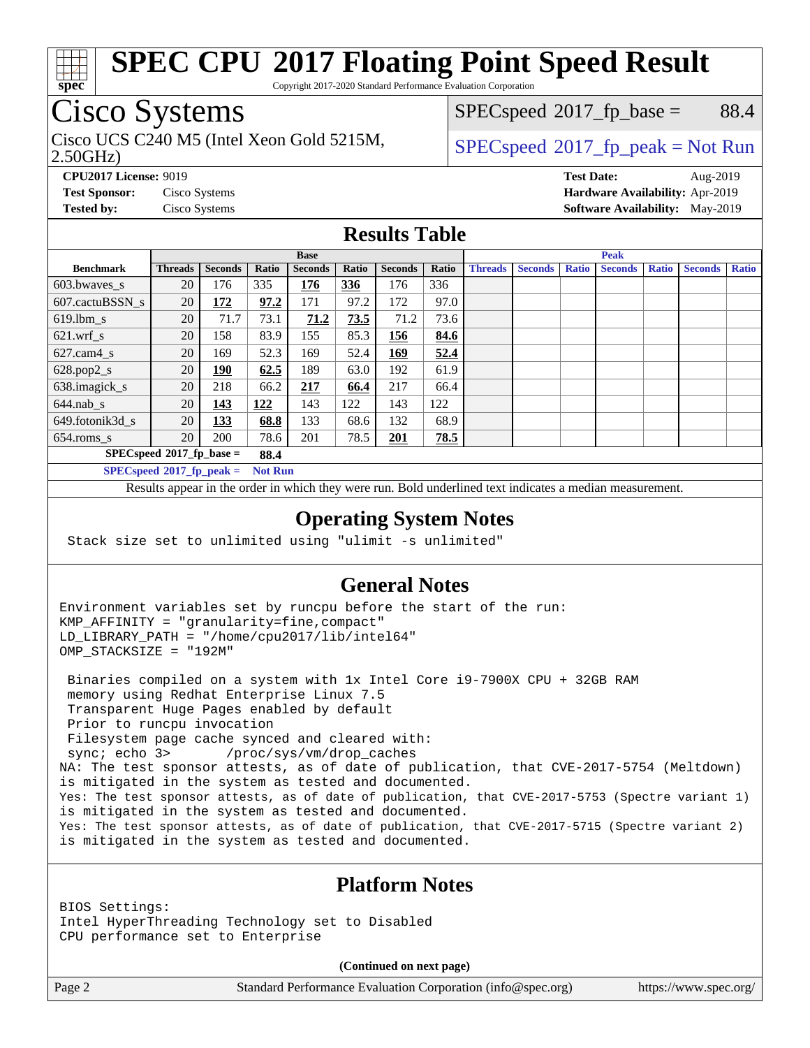# SPEC CPU 2017 Floating Point Speed Result

Copyright 2017-2020 Standard Performance Evaluation Corporation

## Cisco Systems

Cisco UCS C240 M5 (Intel Xeon Gold 5215M, 2.50GHz)

SPECspeed 2017_fp_base = 88.4

SPECspeed 2017_fp_peak = Not Run

**CPU2017 License:** 9019
**Test Sponsor:** Cisco Systems
**Tested by:** Cisco Systems

**Test Date:** Aug-2019
**Hardware Availability:** Apr-2019
**Software Availability:** May-2019

## Results Table

| Benchmark | Base | | | | | | | Peak | | | | | | |
|---|---|---|---|---|---|---|---|---|---|---|---|---|---|---|
| | Threads | Seconds | Ratio | Seconds | Ratio | Seconds | Ratio | Threads | Seconds | Ratio | Seconds | Ratio | Seconds | Ratio |
| 603.bwaves_s | 20 | 176 | 335 | **176** | **336** | 176 | 336 | | | | | | | |
| 607.cactuBSSN_s | 20 | **172** | **97.2** | 171 | 97.2 | 172 | 97.0 | | | | | | | |
| 619.lbm_s | 20 | 71.7 | 73.1 | **71.2** | **73.5** | 71.2 | 73.6 | | | | | | | |
| 621.wrf_s | 20 | 158 | 83.9 | 155 | 85.3 | **156** | **84.6** | | | | | | | |
| 627.cam4_s | 20 | 169 | 52.3 | 169 | 52.4 | **169** | **52.4** | | | | | | | |
| 628.pop2_s | 20 | **190** | **62.5** | 189 | 63.0 | 192 | 61.9 | | | | | | | |
| 638.imagick_s | 20 | 218 | 66.2 | **217** | **66.4** | 217 | 66.4 | | | | | | | |
| 644.nab_s | 20 | **143** | **122** | 143 | 122 | 143 | 122 | | | | | | | |
| 649.fotonik3d_s | 20 | **133** | **68.8** | 133 | 68.6 | 132 | 68.9 | | | | | | | |
| 654.roms_s | 20 | 200 | 78.6 | 201 | 78.5 | **201** | **78.5** | | | | | | | |

SPECspeed 2017_fp_base = **88.4**

SPECspeed 2017_fp_peak = **Not Run**

Results appear in the order in which they were run. Bold underlined text indicates a median measurement.

## Operating System Notes

```
Stack size set to unlimited using "ulimit -s unlimited"
```

## General Notes

```
Environment variables set by runcpu before the start of the run:
KMP_AFFINITY = "granularity=fine,compact"
LD_LIBRARY_PATH = "/home/cpu2017/lib/intel64"
OMP_STACKSIZE = "192M"

 Binaries compiled on a system with 1x Intel Core i9-7900X CPU + 32GB RAM
 memory using Redhat Enterprise Linux 7.5
 Transparent Huge Pages enabled by default
 Prior to runcpu invocation
 Filesystem page cache synced and cleared with:
 sync; echo 3>       /proc/sys/vm/drop_caches
NA: The test sponsor attests, as of date of publication, that CVE-2017-5754 (Meltdown)
is mitigated in the system as tested and documented.
Yes: The test sponsor attests, as of date of publication, that CVE-2017-5753 (Spectre variant 1)
is mitigated in the system as tested and documented.
Yes: The test sponsor attests, as of date of publication, that CVE-2017-5715 (Spectre variant 2)
is mitigated in the system as tested and documented.
```

## Platform Notes

```
BIOS Settings:
Intel HyperThreading Technology set to Disabled
CPU performance set to Enterprise
```

**(Continued on next page)**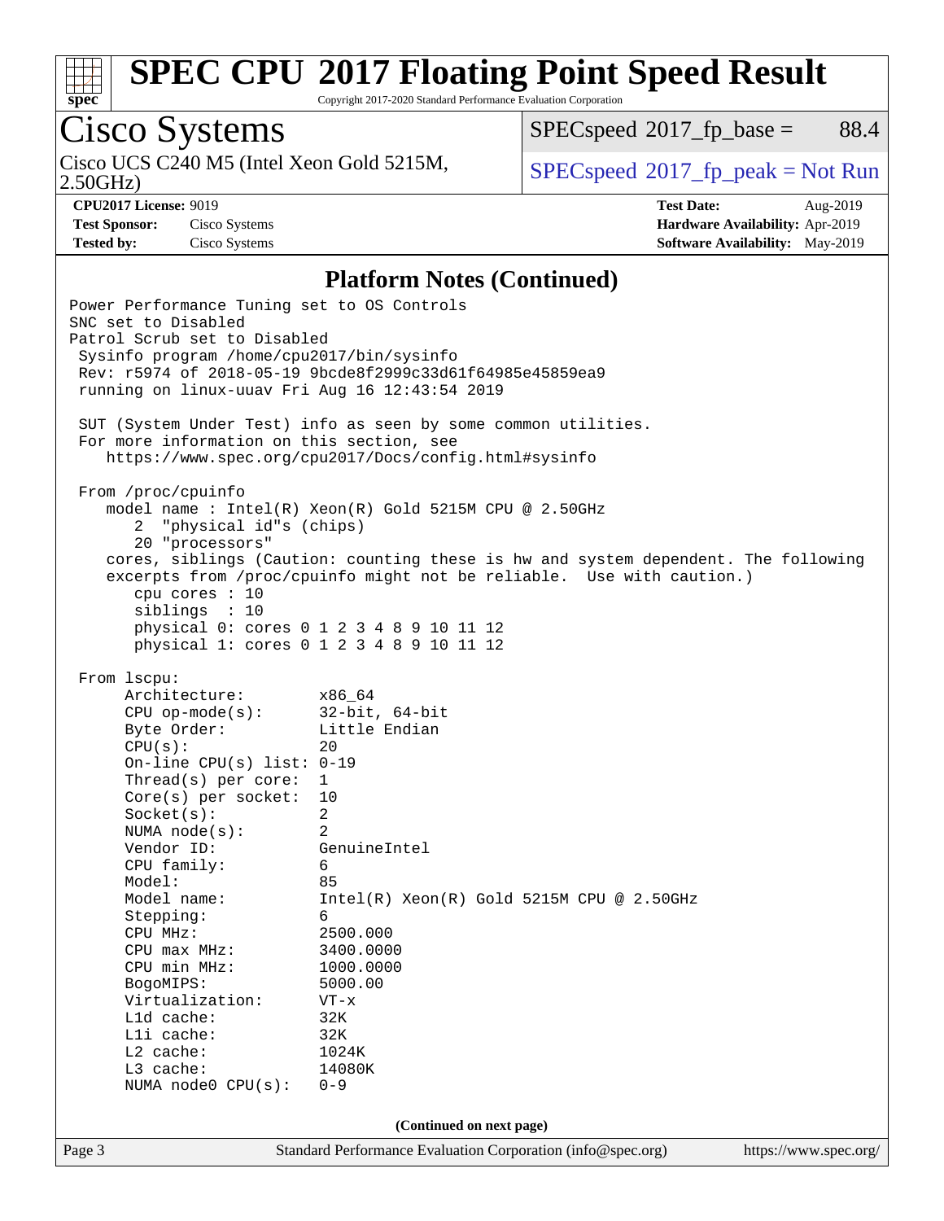# SPEC CPU 2017 Floating Point Speed Result

Copyright 2017-2020 Standard Performance Evaluation Corporation

## Cisco Systems

Cisco UCS C240 M5 (Intel Xeon Gold 5215M, 2.50GHz)

SPECspeed 2017_fp_base = 88.4

SPECspeed 2017_fp_peak = Not Run

**CPU2017 License:** 9019
**Test Sponsor:** Cisco Systems
**Tested by:** Cisco Systems

**Test Date:** Aug-2019
**Hardware Availability:** Apr-2019
**Software Availability:** May-2019

### Platform Notes (Continued)

```
Power Performance Tuning set to OS Controls
SNC set to Disabled
Patrol Scrub set to Disabled
 Sysinfo program /home/cpu2017/bin/sysinfo
 Rev: r5974 of 2018-05-19 9bcde8f2999c33d61f64985e45859ea9
 running on linux-uuav Fri Aug 16 12:43:54 2019

 SUT (System Under Test) info as seen by some common utilities.
 For more information on this section, see
    https://www.spec.org/cpu2017/Docs/config.html#sysinfo

 From /proc/cpuinfo
    model name : Intel(R) Xeon(R) Gold 5215M CPU @ 2.50GHz
       2  "physical id"s (chips)
       20 "processors"
    cores, siblings (Caution: counting these is hw and system dependent. The following
    excerpts from /proc/cpuinfo might not be reliable.  Use with caution.)
       cpu cores : 10
       siblings  : 10
       physical 0: cores 0 1 2 3 4 8 9 10 11 12
       physical 1: cores 0 1 2 3 4 8 9 10 11 12

 From lscpu:
      Architecture:          x86_64
      CPU op-mode(s):        32-bit, 64-bit
      Byte Order:            Little Endian
      CPU(s):                20
      On-line CPU(s) list: 0-19
      Thread(s) per core:    1
      Core(s) per socket:    10
      Socket(s):             2
      NUMA node(s):          2
      Vendor ID:             GenuineIntel
      CPU family:            6
      Model:                 85
      Model name:            Intel(R) Xeon(R) Gold 5215M CPU @ 2.50GHz
      Stepping:              6
      CPU MHz:               2500.000
      CPU max MHz:           3400.0000
      CPU min MHz:           1000.0000
      BogoMIPS:              5000.00
      Virtualization:        VT-x
      L1d cache:             32K
      L1i cache:             32K
      L2 cache:              1024K
      L3 cache:              14080K
      NUMA node0 CPU(s):     0-9
```

(Continued on next page)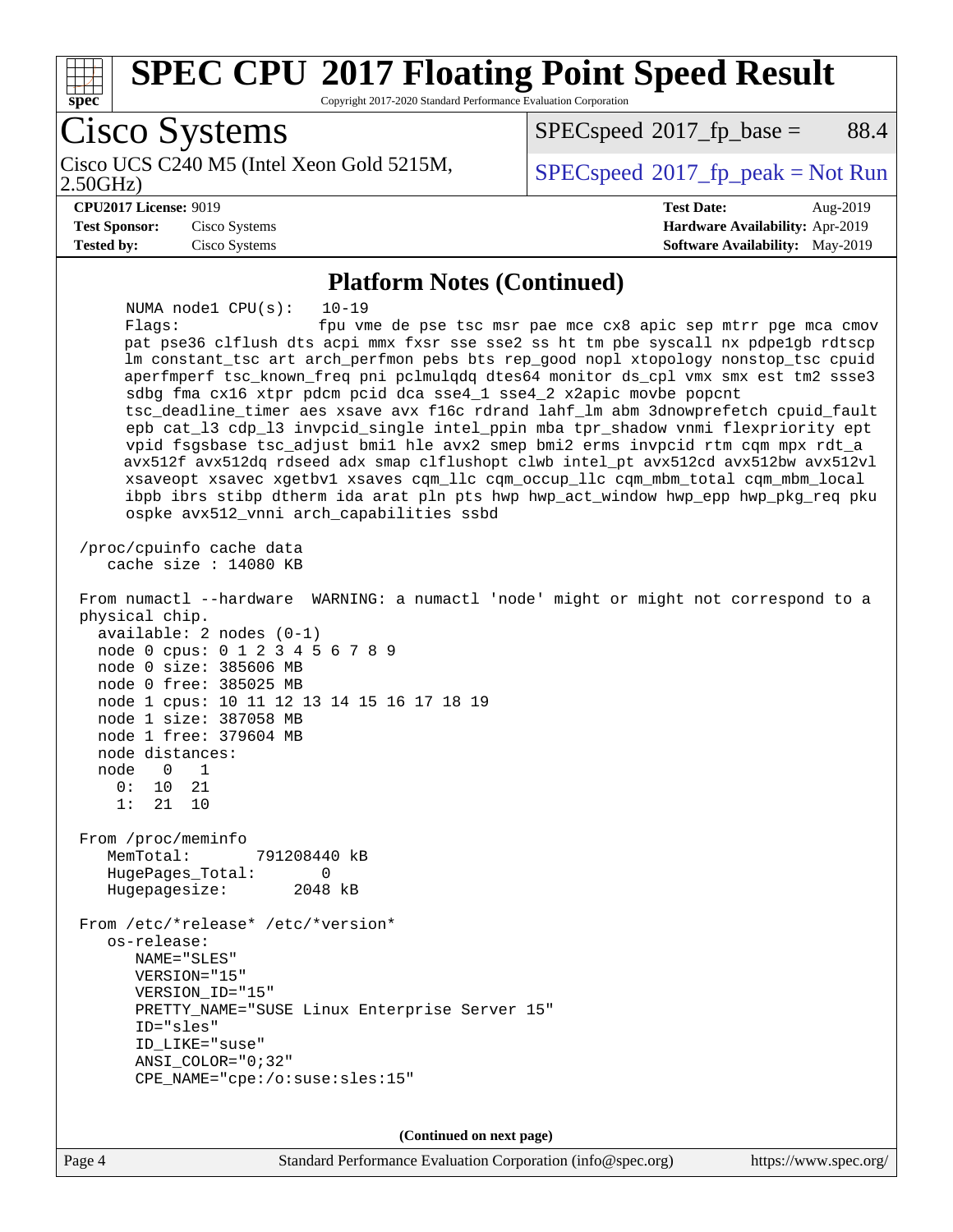## Platform Notes (Continued)

```
      NUMA node1 CPU(s):    10-19
      Flags:                fpu vme de pse tsc msr pae mce cx8 apic sep mtrr pge mca cmov
      pat pse36 clflush dts acpi mmx fxsr sse sse2 ss ht tm pbe syscall nx pdpe1gb rdtscp
      lm constant_tsc art arch_perfmon pebs bts rep_good nopl xtopology nonstop_tsc cpuid
      aperfmperf tsc_known_freq pni pclmulqdq dtes64 monitor ds_cpl vmx smx est tm2 ssse3
      sdbg fma cx16 xtpr pdcm pcid dca sse4_1 sse4_2 x2apic movbe popcnt
      tsc_deadline_timer aes xsave avx f16c rdrand lahf_lm abm 3dnowprefetch cpuid_fault
      epb cat_l3 cdp_l3 invpcid_single intel_ppin mba tpr_shadow vnmi flexpriority ept
      vpid fsgsbase tsc_adjust bmi1 hle avx2 smep bmi2 erms invpcid rtm cqm mpx rdt_a
      avx512f avx512dq rdseed adx smap clflushopt clwb intel_pt avx512cd avx512bw avx512vl
      xsaveopt xsavec xgetbv1 xsaves cqm_llc cqm_occup_llc cqm_mbm_total cqm_mbm_local
      ibpb ibrs stibp dtherm ida arat pln pts hwp hwp_act_window hwp_epp hwp_pkg_req pku
      ospke avx512_vnni arch_capabilities ssbd

 /proc/cpuinfo cache data
    cache size : 14080 KB

 From numactl --hardware  WARNING: a numactl 'node' might or might not correspond to a
 physical chip.
   available: 2 nodes (0-1)
   node 0 cpus: 0 1 2 3 4 5 6 7 8 9
   node 0 size: 385606 MB
   node 0 free: 385025 MB
   node 1 cpus: 10 11 12 13 14 15 16 17 18 19
   node 1 size: 387058 MB
   node 1 free: 379604 MB
   node distances:
   node   0   1
     0:  10  21
     1:  21  10

 From /proc/meminfo
    MemTotal:       791208440 kB
    HugePages_Total:       0
    Hugepagesize:       2048 kB

 From /etc/*release* /etc/*version*
    os-release:
       NAME="SLES"
       VERSION="15"
       VERSION_ID="15"
       PRETTY_NAME="SUSE Linux Enterprise Server 15"
       ID="sles"
       ID_LIKE="suse"
       ANSI_COLOR="0;32"
       CPE_NAME="cpe:/o:suse:sles:15"
```

**(Continued on next page)**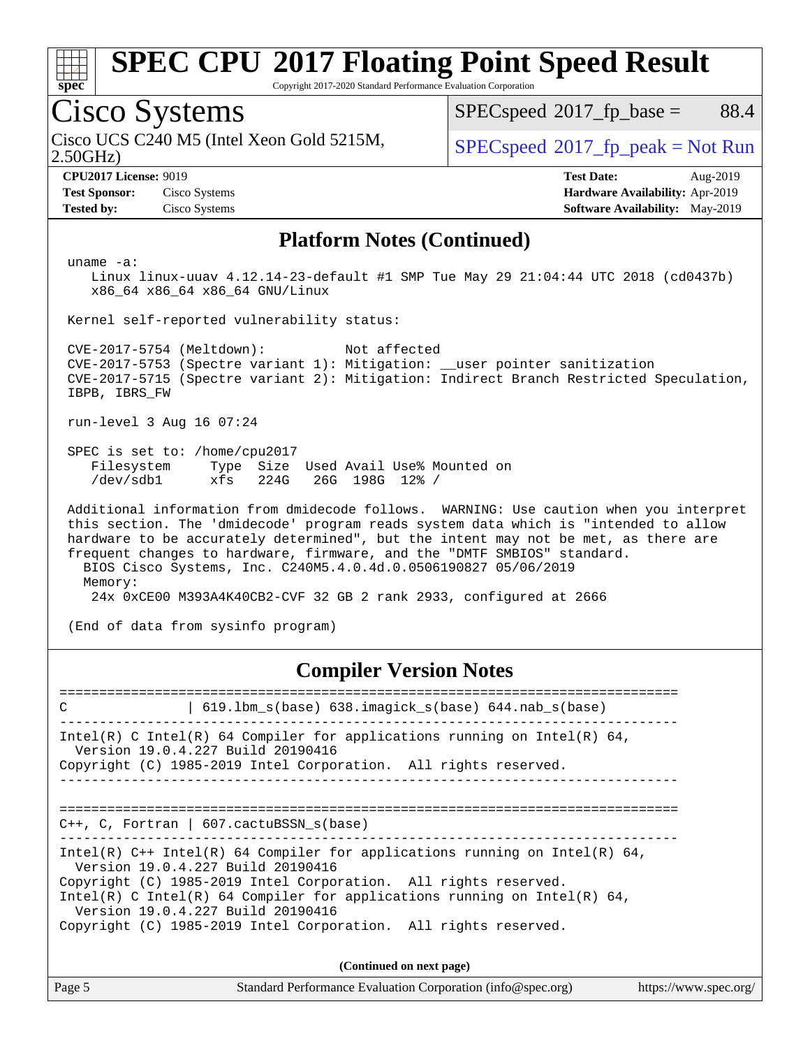# SPEC CPU 2017 Floating Point Speed Result

Copyright 2017-2020 Standard Performance Evaluation Corporation

## Cisco Systems

Cisco UCS C240 M5 (Intel Xeon Gold 5215M, 2.50GHz)

SPECspeed 2017_fp_base = 88.4

SPECspeed 2017_fp_peak = Not Run

**CPU2017 License:** 9019
**Test Sponsor:** Cisco Systems
**Tested by:** Cisco Systems

**Test Date:** Aug-2019
**Hardware Availability:** Apr-2019
**Software Availability:** May-2019

### Platform Notes (Continued)

```
uname -a:
   Linux linux-uuav 4.12.14-23-default #1 SMP Tue May 29 21:04:44 UTC 2018 (cd0437b)
   x86_64 x86_64 x86_64 GNU/Linux

Kernel self-reported vulnerability status:

CVE-2017-5754 (Meltdown):          Not affected
CVE-2017-5753 (Spectre variant 1): Mitigation: __user pointer sanitization
CVE-2017-5715 (Spectre variant 2): Mitigation: Indirect Branch Restricted Speculation,
IBPB, IBRS_FW

run-level 3 Aug 16 07:24

SPEC is set to: /home/cpu2017
   Filesystem     Type  Size  Used Avail Use% Mounted on
   /dev/sdb1      xfs   224G   26G  198G  12% /

Additional information from dmidecode follows.  WARNING: Use caution when you interpret
this section. The 'dmidecode' program reads system data which is "intended to allow
hardware to be accurately determined", but the intent may not be met, as there are
frequent changes to hardware, firmware, and the "DMTF SMBIOS" standard.
  BIOS Cisco Systems, Inc. C240M5.4.0.4d.0.0506190827 05/06/2019
  Memory:
    24x 0xCE00 M393A4K40CB2-CVF 32 GB 2 rank 2933, configured at 2666

(End of data from sysinfo program)
```

### Compiler Version Notes

```
==============================================================================
C               | 619.lbm_s(base) 638.imagick_s(base) 644.nab_s(base)
------------------------------------------------------------------------------
Intel(R) C Intel(R) 64 Compiler for applications running on Intel(R) 64,
  Version 19.0.4.227 Build 20190416
Copyright (C) 1985-2019 Intel Corporation.  All rights reserved.
------------------------------------------------------------------------------

==============================================================================
C++, C, Fortran | 607.cactuBSSN_s(base)
------------------------------------------------------------------------------
Intel(R) C++ Intel(R) 64 Compiler for applications running on Intel(R) 64,
  Version 19.0.4.227 Build 20190416
Copyright (C) 1985-2019 Intel Corporation.  All rights reserved.
Intel(R) C Intel(R) 64 Compiler for applications running on Intel(R) 64,
  Version 19.0.4.227 Build 20190416
Copyright (C) 1985-2019 Intel Corporation.  All rights reserved.
```

**(Continued on next page)**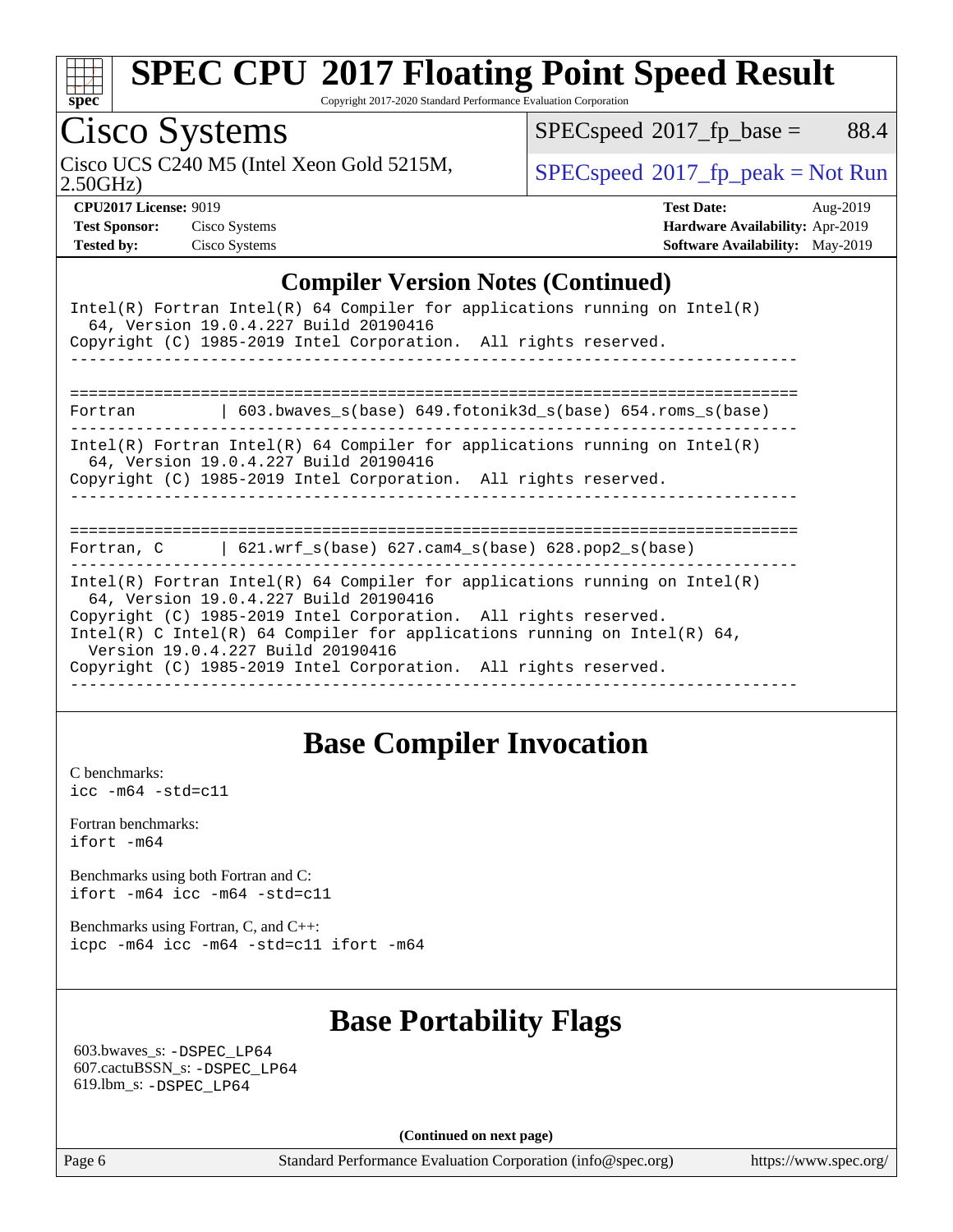# Cisco Systems

Cisco UCS C240 M5 (Intel Xeon Gold 5215M, 2.50GHz)

SPECspeed 2017_fp_base = 88.4

SPECspeed 2017_fp_peak = Not Run

**CPU2017 License:** 9019
**Test Sponsor:** Cisco Systems
**Tested by:** Cisco Systems

**Test Date:** Aug-2019
**Hardware Availability:** Apr-2019
**Software Availability:** May-2019

## Compiler Version Notes (Continued)

```
Intel(R) Fortran Intel(R) 64 Compiler for applications running on Intel(R)
  64, Version 19.0.4.227 Build 20190416
Copyright (C) 1985-2019 Intel Corporation.  All rights reserved.
------------------------------------------------------------------------------

==============================================================================
Fortran         | 603.bwaves_s(base) 649.fotonik3d_s(base) 654.roms_s(base)
------------------------------------------------------------------------------
Intel(R) Fortran Intel(R) 64 Compiler for applications running on Intel(R)
  64, Version 19.0.4.227 Build 20190416
Copyright (C) 1985-2019 Intel Corporation.  All rights reserved.
------------------------------------------------------------------------------

==============================================================================
Fortran, C      | 621.wrf_s(base) 627.cam4_s(base) 628.pop2_s(base)
------------------------------------------------------------------------------
Intel(R) Fortran Intel(R) 64 Compiler for applications running on Intel(R)
  64, Version 19.0.4.227 Build 20190416
Copyright (C) 1985-2019 Intel Corporation.  All rights reserved.
Intel(R) C Intel(R) 64 Compiler for applications running on Intel(R) 64,
  Version 19.0.4.227 Build 20190416
Copyright (C) 1985-2019 Intel Corporation.  All rights reserved.
------------------------------------------------------------------------------
```

## Base Compiler Invocation

C benchmarks:
icc -m64 -std=c11

Fortran benchmarks:
ifort -m64

Benchmarks using both Fortran and C:
ifort -m64 icc -m64 -std=c11

Benchmarks using Fortran, C, and C++:
icpc -m64 icc -m64 -std=c11 ifort -m64

## Base Portability Flags

603.bwaves_s: -DSPEC_LP64
607.cactuBSSN_s: -DSPEC_LP64
619.lbm_s: -DSPEC_LP64

**(Continued on next page)**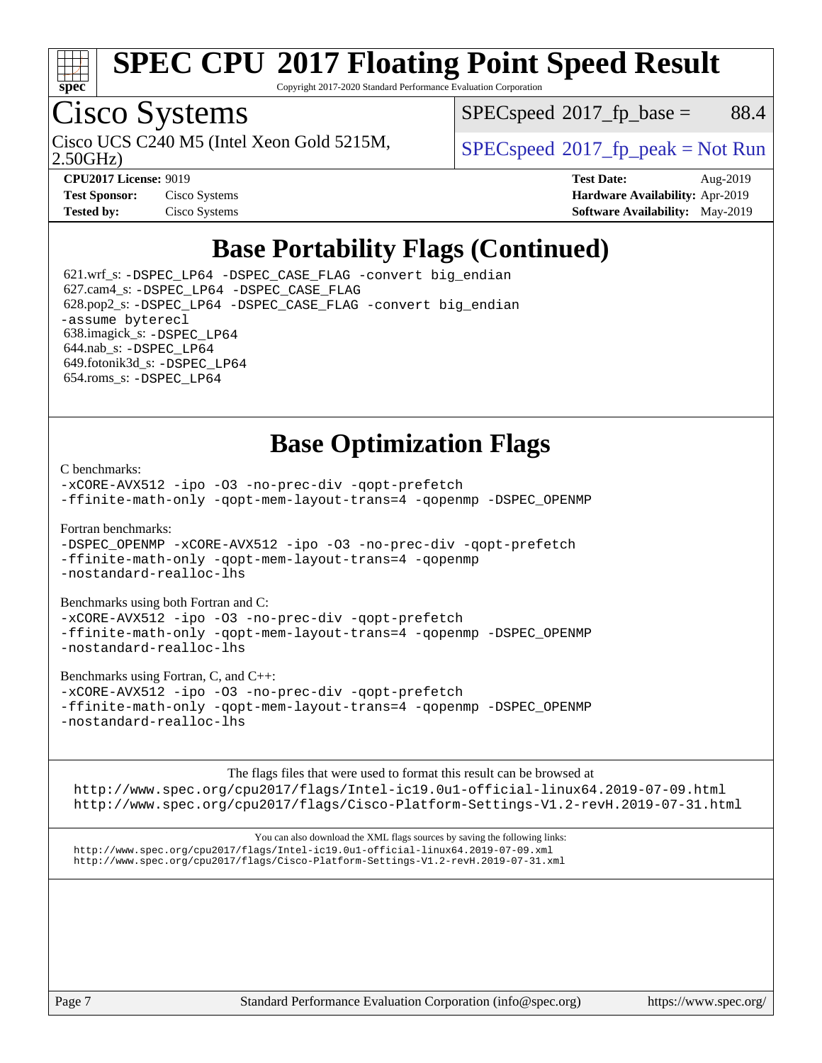# SPEC CPU 2017 Floating Point Speed Result

Copyright 2017-2020 Standard Performance Evaluation Corporation

## Cisco Systems

Cisco UCS C240 M5 (Intel Xeon Gold 5215M, 2.50GHz)

SPECspeed 2017_fp_base = 88.4

SPECspeed 2017_fp_peak = Not Run

**CPU2017 License:** 9019
**Test Sponsor:** Cisco Systems
**Tested by:** Cisco Systems

**Test Date:** Aug-2019
**Hardware Availability:** Apr-2019
**Software Availability:** May-2019

## Base Portability Flags (Continued)

621.wrf_s: -DSPEC_LP64 -DSPEC_CASE_FLAG -convert big_endian
627.cam4_s: -DSPEC_LP64 -DSPEC_CASE_FLAG
628.pop2_s: -DSPEC_LP64 -DSPEC_CASE_FLAG -convert big_endian -assume byterecl
638.imagick_s: -DSPEC_LP64
644.nab_s: -DSPEC_LP64
649.fotonik3d_s: -DSPEC_LP64
654.roms_s: -DSPEC_LP64

## Base Optimization Flags

C benchmarks:
-xCORE-AVX512 -ipo -O3 -no-prec-div -qopt-prefetch
-ffinite-math-only -qopt-mem-layout-trans=4 -qopenmp -DSPEC_OPENMP

Fortran benchmarks:
-DSPEC_OPENMP -xCORE-AVX512 -ipo -O3 -no-prec-div -qopt-prefetch
-ffinite-math-only -qopt-mem-layout-trans=4 -qopenmp
-nostandard-realloc-lhs

Benchmarks using both Fortran and C:
-xCORE-AVX512 -ipo -O3 -no-prec-div -qopt-prefetch
-ffinite-math-only -qopt-mem-layout-trans=4 -qopenmp -DSPEC_OPENMP
-nostandard-realloc-lhs

Benchmarks using Fortran, C, and C++:
-xCORE-AVX512 -ipo -O3 -no-prec-div -qopt-prefetch
-ffinite-math-only -qopt-mem-layout-trans=4 -qopenmp -DSPEC_OPENMP
-nostandard-realloc-lhs

The flags files that were used to format this result can be browsed at
http://www.spec.org/cpu2017/flags/Intel-ic19.0u1-official-linux64.2019-07-09.html
http://www.spec.org/cpu2017/flags/Cisco-Platform-Settings-V1.2-revH.2019-07-31.html

You can also download the XML flags sources by saving the following links:
http://www.spec.org/cpu2017/flags/Intel-ic19.0u1-official-linux64.2019-07-09.xml
http://www.spec.org/cpu2017/flags/Cisco-Platform-Settings-V1.2-revH.2019-07-31.xml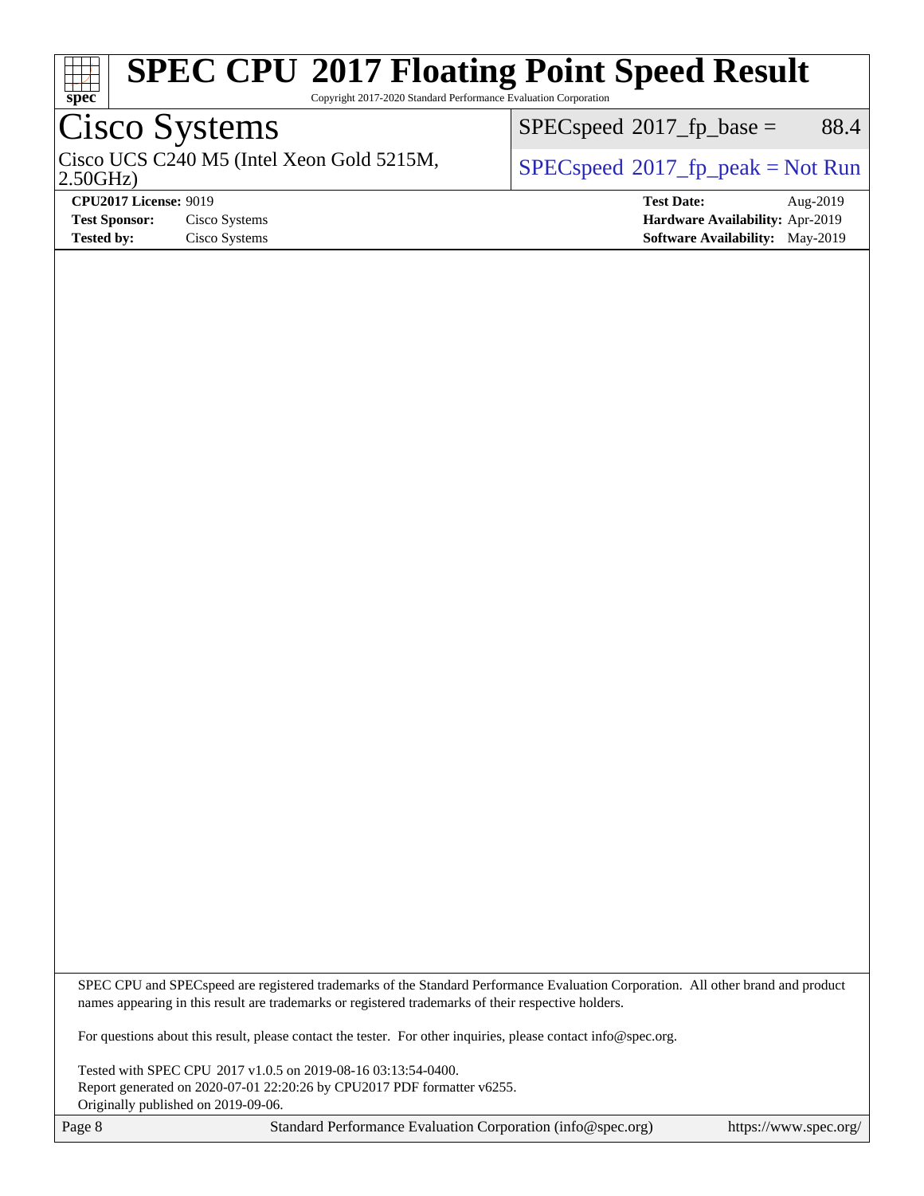SPEC CPU and SPECspeed are registered trademarks of the Standard Performance Evaluation Corporation. All other brand and product names appearing in this result are trademarks or registered trademarks of their respective holders.

For questions about this result, please contact the tester. For other inquiries, please contact info@spec.org.

Tested with SPEC CPU 2017 v1.0.5 on 2019-08-16 03:13:54-0400.
Report generated on 2020-07-01 22:20:26 by CPU2017 PDF formatter v6255.
Originally published on 2019-09-06.